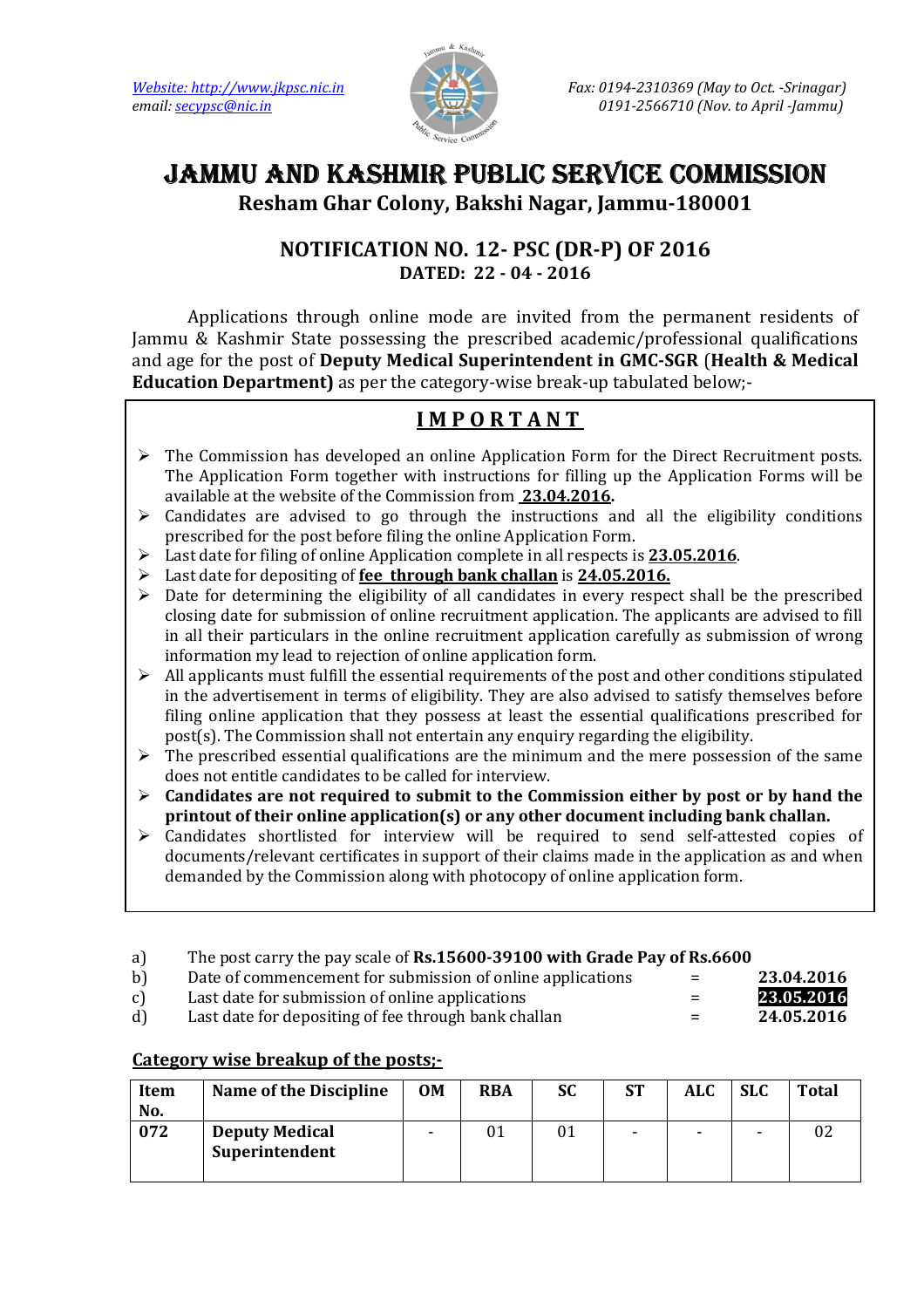Website: http://www.jkpsc.nic.in
email: secypsc@nic.in

Fax: 0194-2310369 (May to Oct. -Srinagar)
0191-2566710 (Nov. to April -Jammu)

# JAMMU AND KASHMIR PUBLIC SERVICE COMMISSION

**Resham Ghar Colony, Bakshi Nagar, Jammu-180001**

## NOTIFICATION NO. 12- PSC (DR-P) OF 2016

**DATED: 22 - 04 - 2016**

Applications through online mode are invited from the permanent residents of Jammu & Kashmir State possessing the prescribed academic/professional qualifications and age for the post of **Deputy Medical Superintendent in GMC-SGR** (**Health & Medical Education Department)** as per the category-wise break-up tabulated below;-

### IMPORTANT

- The Commission has developed an online Application Form for the Direct Recruitment posts. The Application Form together with instructions for filling up the Application Forms will be available at the website of the Commission from **23.04.2016.**
- Candidates are advised to go through the instructions and all the eligibility conditions prescribed for the post before filing the online Application Form.
- Last date for filing of online Application complete in all respects is **23.05.2016**.
- Last date for depositing of **fee through bank challan** is **24.05.2016.**
- Date for determining the eligibility of all candidates in every respect shall be the prescribed closing date for submission of online recruitment application. The applicants are advised to fill in all their particulars in the online recruitment application carefully as submission of wrong information my lead to rejection of online application form.
- All applicants must fulfill the essential requirements of the post and other conditions stipulated in the advertisement in terms of eligibility. They are also advised to satisfy themselves before filing online application that they possess at least the essential qualifications prescribed for post(s). The Commission shall not entertain any enquiry regarding the eligibility.
- The prescribed essential qualifications are the minimum and the mere possession of the same does not entitle candidates to be called for interview.
- **Candidates are not required to submit to the Commission either by post or by hand the printout of their online application(s) or any other document including bank challan.**
- Candidates shortlisted for interview will be required to send self-attested copies of documents/relevant certificates in support of their claims made in the application as and when demanded by the Commission along with photocopy of online application form.

a) The post carry the pay scale of **Rs.15600-39100 with Grade Pay of Rs.6600**

b) Date of commencement for submission of online applications = **23.04.2016**

c) Last date for submission of online applications = **23.05.2016**

d) Last date for depositing of fee through bank challan = **24.05.2016**

**Category wise breakup of the posts;-**

| Item No. | Name of the Discipline | OM | RBA | SC | ST | ALC | SLC | Total |
|---|---|---|---|---|---|---|---|---|
| **072** | **Deputy Medical Superintendent** | - | 01 | 01 | - | - | - | 02 |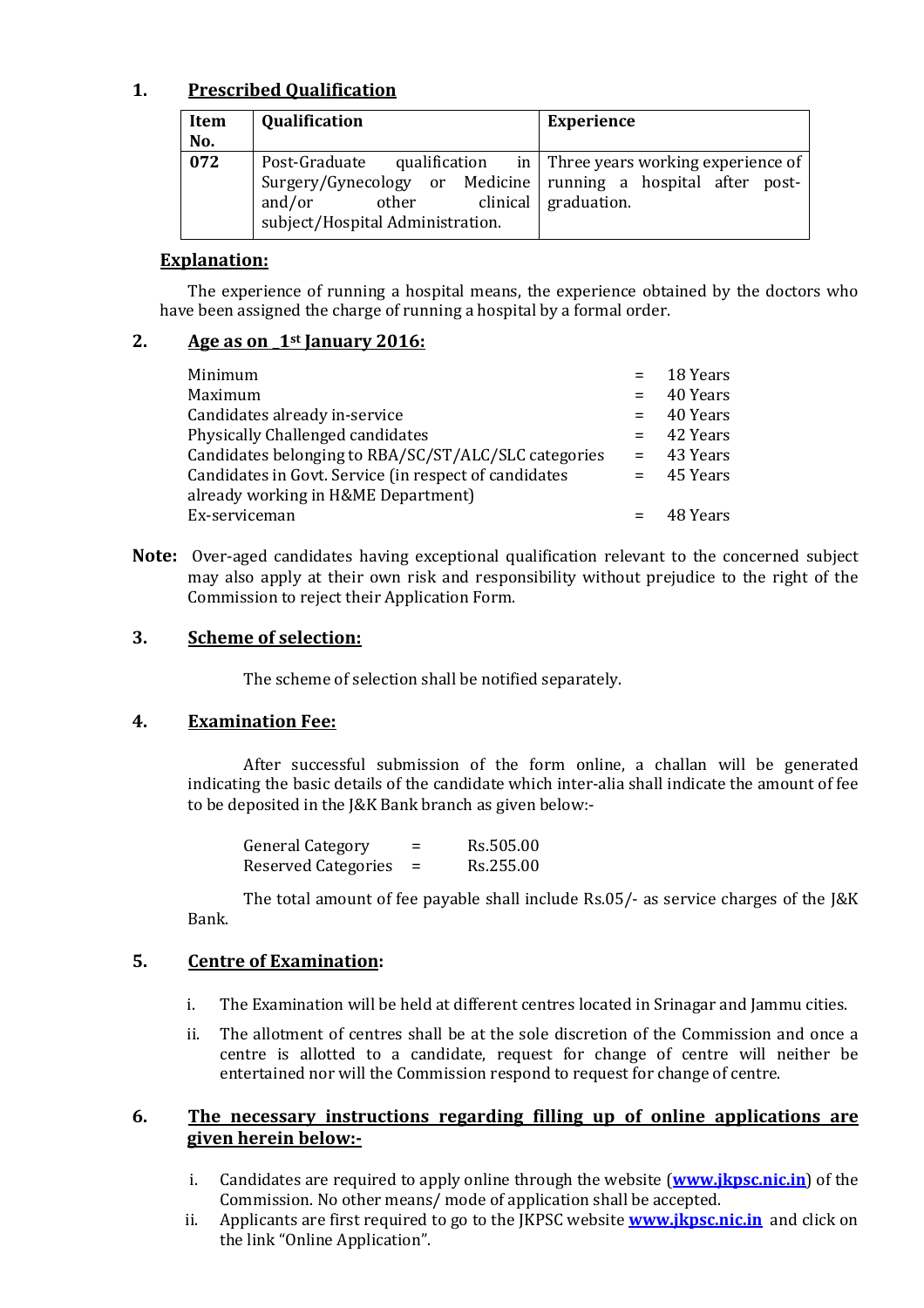## 1. Prescribed Qualification

| Item No. | Qualification | Experience |
|---|---|---|
| 072 | Post-Graduate qualification in Surgery/Gynecology or Medicine and/or other clinical subject/Hospital Administration. | Three years working experience of running a hospital after post-graduation. |

**Explanation:**

The experience of running a hospital means, the experience obtained by the doctors who have been assigned the charge of running a hospital by a formal order.

## 2. Age as on _1st January 2016:

| | | |
|---|---|---|
| Minimum | = | 18 Years |
| Maximum | = | 40 Years |
| Candidates already in-service | = | 40 Years |
| Physically Challenged candidates | = | 42 Years |
| Candidates belonging to RBA/SC/ST/ALC/SLC categories | = | 43 Years |
| Candidates in Govt. Service (in respect of candidates already working in H&ME Department) | = | 45 Years |
| Ex-serviceman | = | 48 Years |

**Note:** Over-aged candidates having exceptional qualification relevant to the concerned subject may also apply at their own risk and responsibility without prejudice to the right of the Commission to reject their Application Form.

## 3. Scheme of selection:

The scheme of selection shall be notified separately.

## 4. Examination Fee:

After successful submission of the form online, a challan will be generated indicating the basic details of the candidate which inter-alia shall indicate the amount of fee to be deposited in the J&K Bank branch as given below:-

| | | |
|---|---|---|
| General Category | = | Rs.505.00 |
| Reserved Categories | = | Rs.255.00 |

The total amount of fee payable shall include Rs.05/- as service charges of the J&K Bank.

## 5. Centre of Examination:

i. The Examination will be held at different centres located in Srinagar and Jammu cities.

ii. The allotment of centres shall be at the sole discretion of the Commission and once a centre is allotted to a candidate, request for change of centre will neither be entertained nor will the Commission respond to request for change of centre.

## 6. The necessary instructions regarding filling up of online applications are given herein below:-

i. Candidates are required to apply online through the website (**www.jkpsc.nic.in**) of the Commission. No other means/ mode of application shall be accepted.

ii. Applicants are first required to go to the JKPSC website **www.jkpsc.nic.in** and click on the link "Online Application".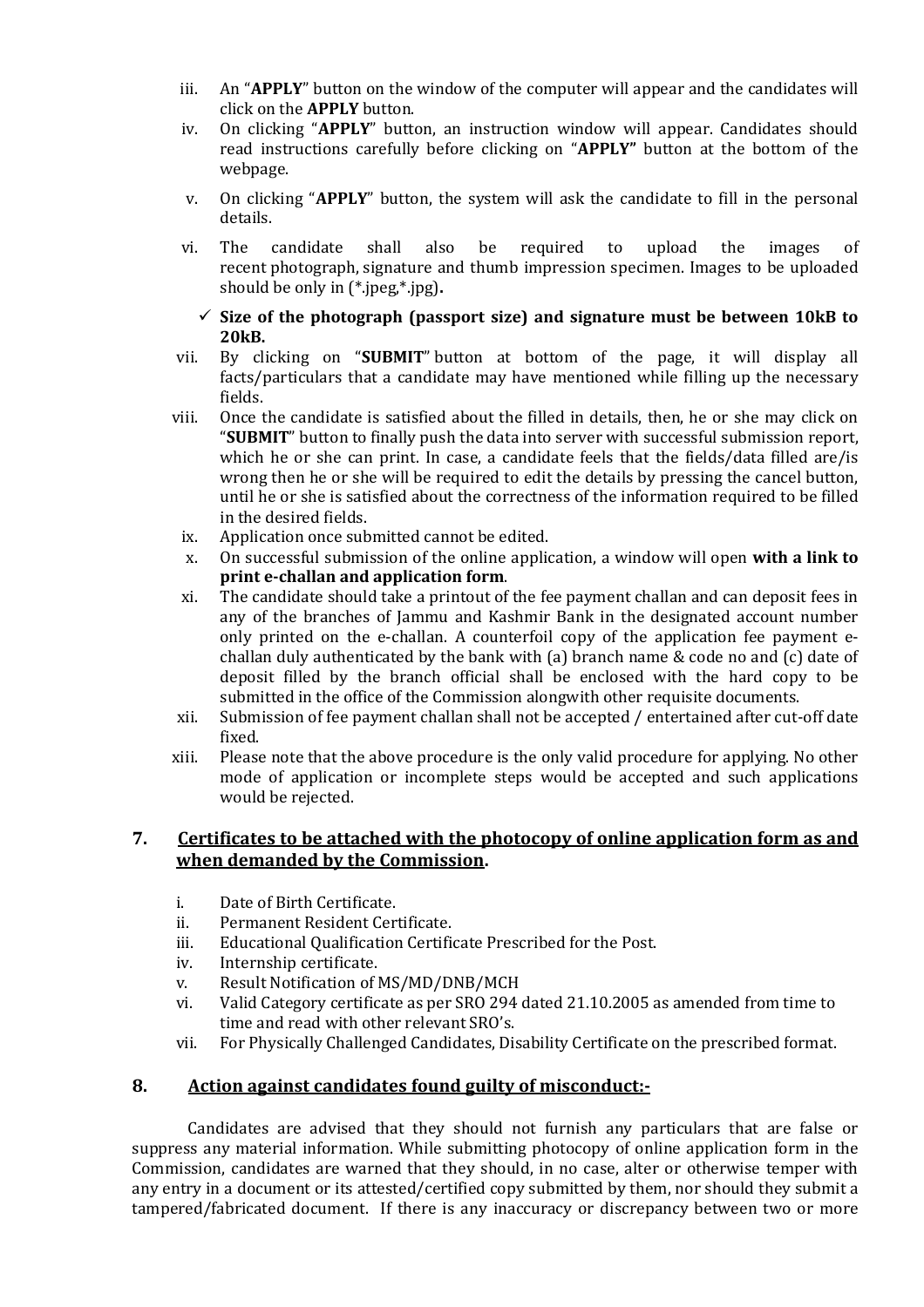iii. An "**APPLY**" button on the window of the computer will appear and the candidates will click on the **APPLY** button.

iv. On clicking "**APPLY**" button, an instruction window will appear. Candidates should read instructions carefully before clicking on "**APPLY"** button at the bottom of the webpage.

v. On clicking "**APPLY**" button, the system will ask the candidate to fill in the personal details.

vi. The candidate shall also be required to upload the images of recent photograph, signature and thumb impression specimen. Images to be uploaded should be only in (*.jpeg,*.jpg)**.**

   ✓ **Size of the photograph (passport size) and signature must be between 10kB to 20kB.**

vii. By clicking on "**SUBMIT**" button at bottom of the page, it will display all facts/particulars that a candidate may have mentioned while filling up the necessary fields.

viii. Once the candidate is satisfied about the filled in details, then, he or she may click on "**SUBMIT**" button to finally push the data into server with successful submission report, which he or she can print. In case, a candidate feels that the fields/data filled are/is wrong then he or she will be required to edit the details by pressing the cancel button, until he or she is satisfied about the correctness of the information required to be filled in the desired fields.

ix. Application once submitted cannot be edited.

x. On successful submission of the online application, a window will open **with a link to print e-challan and application form**.

xi. The candidate should take a printout of the fee payment challan and can deposit fees in any of the branches of Jammu and Kashmir Bank in the designated account number only printed on the e-challan. A counterfoil copy of the application fee payment e-challan duly authenticated by the bank with (a) branch name & code no and (c) date of deposit filled by the branch official shall be enclosed with the hard copy to be submitted in the office of the Commission alongwith other requisite documents.

xii. Submission of fee payment challan shall not be accepted / entertained after cut-off date fixed.

xiii. Please note that the above procedure is the only valid procedure for applying. No other mode of application or incomplete steps would be accepted and such applications would be rejected.

## 7. Certificates to be attached with the photocopy of online application form as and when demanded by the Commission.

i. Date of Birth Certificate.

ii. Permanent Resident Certificate.

iii. Educational Qualification Certificate Prescribed for the Post.

iv. Internship certificate.

v. Result Notification of MS/MD/DNB/MCH

vi. Valid Category certificate as per SRO 294 dated 21.10.2005 as amended from time to time and read with other relevant SRO's.

vii. For Physically Challenged Candidates, Disability Certificate on the prescribed format.

## 8. Action against candidates found guilty of misconduct:-

Candidates are advised that they should not furnish any particulars that are false or suppress any material information. While submitting photocopy of online application form in the Commission, candidates are warned that they should, in no case, alter or otherwise temper with any entry in a document or its attested/certified copy submitted by them, nor should they submit a tampered/fabricated document. If there is any inaccuracy or discrepancy between two or more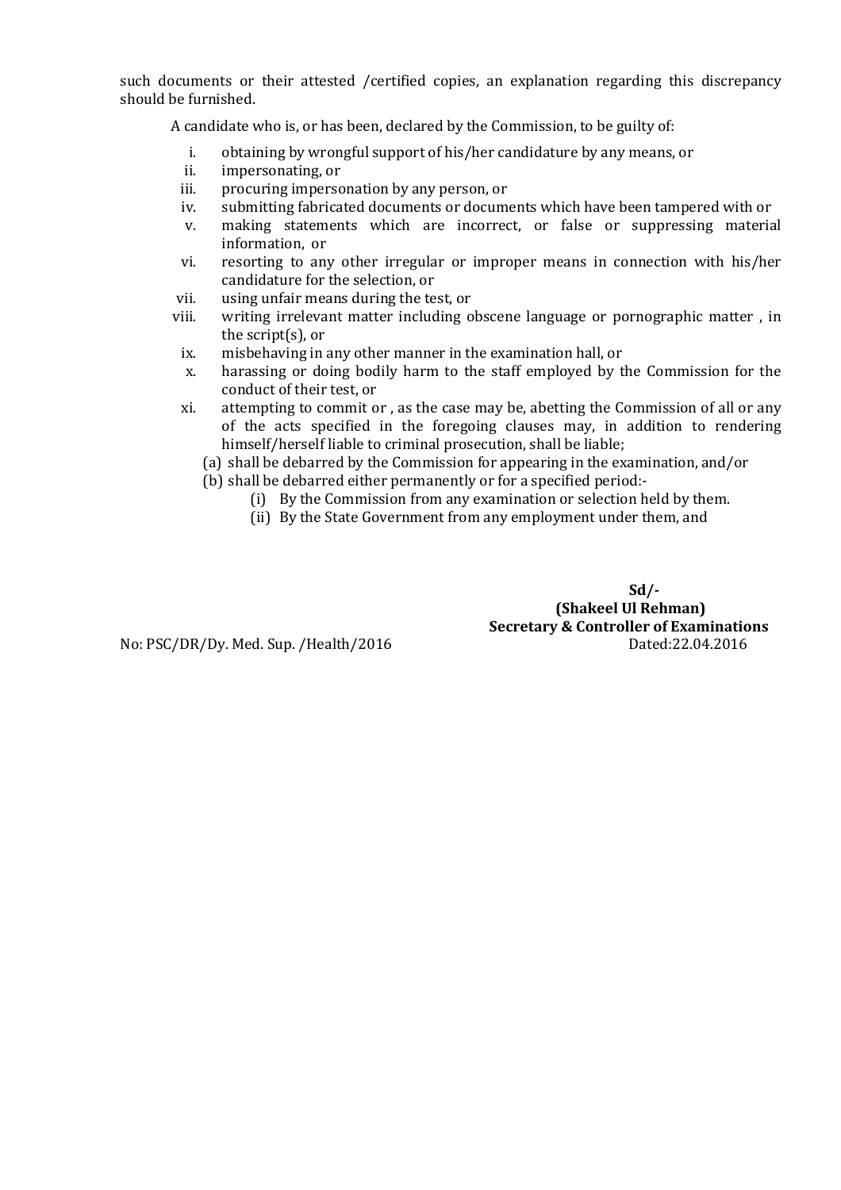such documents or their attested /certified copies, an explanation regarding this discrepancy should be furnished.

A candidate who is, or has been, declared by the Commission, to be guilty of:

i. obtaining by wrongful support of his/her candidature by any means, or
ii. impersonating, or
iii. procuring impersonation by any person, or
iv. submitting fabricated documents or documents which have been tampered with or
v. making statements which are incorrect, or false or suppressing material information, or
vi. resorting to any other irregular or improper means in connection with his/her candidature for the selection, or
vii. using unfair means during the test, or
viii. writing irrelevant matter including obscene language or pornographic matter , in the script(s), or
ix. misbehaving in any other manner in the examination hall, or
x. harassing or doing bodily harm to the staff employed by the Commission for the conduct of their test, or
xi. attempting to commit or , as the case may be, abetting the Commission of all or any of the acts specified in the foregoing clauses may, in addition to rendering himself/herself liable to criminal prosecution, shall be liable;
   (a) shall be debarred by the Commission for appearing in the examination, and/or
   (b) shall be debarred either permanently or for a specified period:-
      (i) By the Commission from any examination or selection held by them.
      (ii) By the State Government from any employment under them, and

**Sd/-**
**(Shakeel Ul Rehman)**
**Secretary & Controller of Examinations**

No: PSC/DR/Dy. Med. Sup. /Health/2016 Dated:22.04.2016